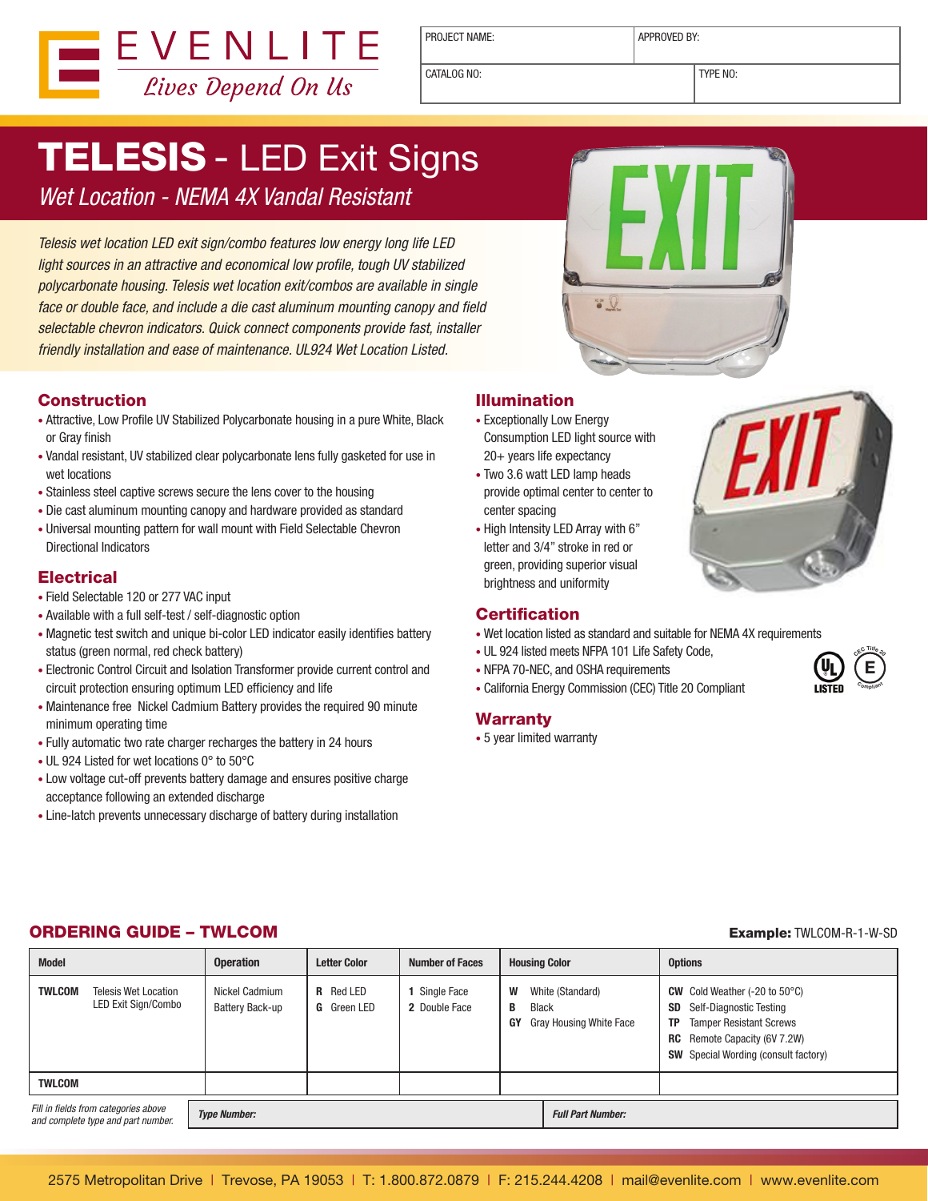EVENLITE
*Lives Depend On Us*

| PROJECT NAME: | APPROVED BY: |
|---|---|
| CATALOG NO: | TYPE NO: |

# TELESIS - LED Exit Signs

*Wet Location - NEMA 4X Vandal Resistant*

*Telesis wet location LED exit sign/combo features low energy long life LED light sources in an attractive and economical low profile, tough UV stabilized polycarbonate housing. Telesis wet location exit/combos are available in single face or double face, and include a die cast aluminum mounting canopy and field selectable chevron indicators. Quick connect components provide fast, installer friendly installation and ease of maintenance. UL924 Wet Location Listed.*

## Construction

- Attractive, Low Profile UV Stabilized Polycarbonate housing in a pure White, Black or Gray finish
- Vandal resistant, UV stabilized clear polycarbonate lens fully gasketed for use in wet locations
- Stainless steel captive screws secure the lens cover to the housing
- Die cast aluminum mounting canopy and hardware provided as standard
- Universal mounting pattern for wall mount with Field Selectable Chevron Directional Indicators

## Electrical

- Field Selectable 120 or 277 VAC input
- Available with a full self-test / self-diagnostic option
- Magnetic test switch and unique bi-color LED indicator easily identifies battery status (green normal, red check battery)
- Electronic Control Circuit and Isolation Transformer provide current control and circuit protection ensuring optimum LED efficiency and life
- Maintenance free Nickel Cadmium Battery provides the required 90 minute minimum operating time
- Fully automatic two rate charger recharges the battery in 24 hours
- UL 924 Listed for wet locations 0° to 50°C
- Low voltage cut-off prevents battery damage and ensures positive charge acceptance following an extended discharge
- Line-latch prevents unnecessary discharge of battery during installation

## Illumination

- Exceptionally Low Energy Consumption LED light source with 20+ years life expectancy
- Two 3.6 watt LED lamp heads provide optimal center to center to center spacing
- High Intensity LED Array with 6" letter and 3/4" stroke in red or green, providing superior visual brightness and uniformity

## Certification

- Wet location listed as standard and suitable for NEMA 4X requirements
- UL 924 listed meets NFPA 101 Life Safety Code,
- NFPA 70-NEC, and OSHA requirements
- California Energy Commission (CEC) Title 20 Compliant

## Warranty

- 5 year limited warranty

## ORDERING GUIDE – TWLCOM

**Example:** TWLCOM-R-1-W-SD

| Model | Operation | Letter Color | Number of Faces | Housing Color | Options |
|---|---|---|---|---|---|
| **TWLCOM** Telesis Wet Location LED Exit Sign/Combo | Nickel Cadmium Battery Back-up | **R** Red LED<br>**G** Green LED | **1** Single Face<br>**2** Double Face | **W** White (Standard)<br>**B** Black<br>**GY** Gray Housing White Face | **CW** Cold Weather (-20 to 50°C)<br>**SD** Self-Diagnostic Testing<br>**TP** Tamper Resistant Screws<br>**RC** Remote Capacity (6V 7.2W)<br>**SW** Special Wording (consult factory) |
| **TWLCOM** | | | | | |

*Fill in fields from categories above and complete type and part number.* | ***Type Number:*** | ***Full Part Number:***

2575 Metropolitan Drive | Trevose, PA 19053 | T: 1.800.872.0879 | F: 215.244.4208 | mail@evenlite.com | www.evenlite.com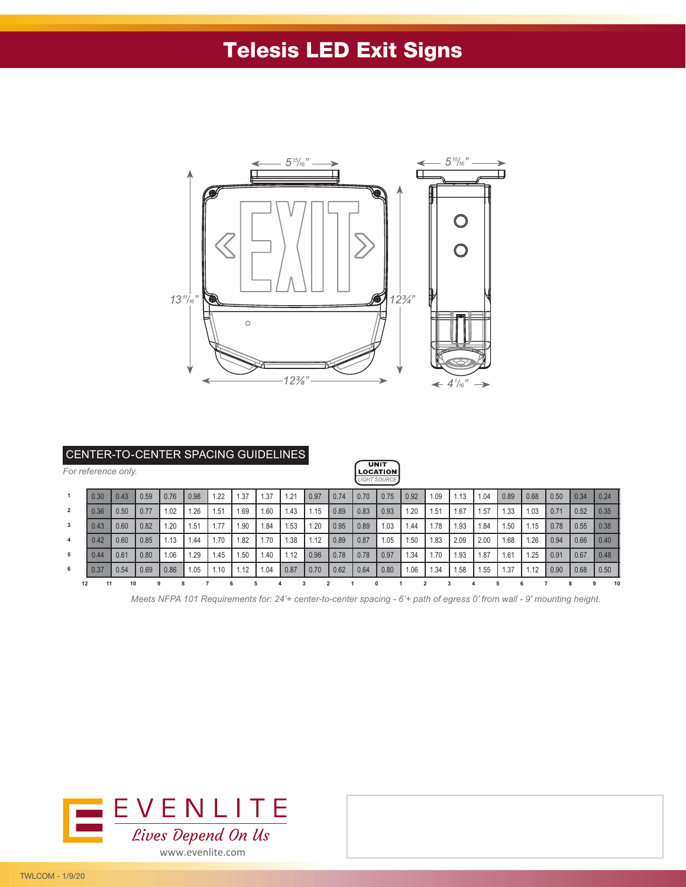# Telesis LED Exit Signs

5 15/16"

5 15/16"

13 11/16"

12 3/4"

12 3/8"

4 1/16"

## CENTER-TO-CENTER SPACING GUIDELINES

*For reference only.*

UNIT LOCATION
LIGHT SOURCE

| | 12 | 11 | 10 | 9 | 8 | 7 | 6 | 5 | 4 | 3 | 2 | 1 | 0 | 1 | 2 | 3 | 4 | 5 | 6 | 7 | 8 | 9 | 10 |
|---|---|---|---|---|---|---|---|---|---|---|---|---|---|---|---|---|---|---|---|---|---|---|---|
| 1 | 0.30 | 0.43 | 0.59 | 0.76 | 0.98 | 1.22 | 1.37 | 1.37 | 1.21 | 0.97 | 0.74 | 0.70 | 0.75 | 0.92 | 1.09 | 1.13 | 1.04 | 0.89 | 0.68 | 0.50 | 0.34 | 0.24 | |
| 2 | 0.36 | 0.50 | 0.77 | 1.02 | 1.26 | 1.51 | 1.69 | 1.60 | 1.43 | 1.15 | 0.89 | 0.83 | 0.93 | 1.20 | 1.51 | 1.67 | 1.57 | 1.33 | 1.03 | 0.71 | 0.52 | 0.35 | |
| 3 | 0.43 | 0.60 | 0.82 | 1.20 | 1.51 | 1.77 | 1.90 | 1.84 | 1.53 | 1.20 | 0.95 | 0.89 | 1.03 | 1.44 | 1.78 | 1.93 | 1.84 | 1.50 | 1.15 | 0.78 | 0.55 | 0.38 | |
| 4 | 0.42 | 0.60 | 0.85 | 1.13 | 1.44 | 1.70 | 1.82 | 1.70 | 1.38 | 1.12 | 0.89 | 0.87 | 1.05 | 1.50 | 1.83 | 2.09 | 2.00 | 1.68 | 1.26 | 0.94 | 0.66 | 0.40 | |
| 5 | 0.44 | 0.61 | 0.80 | 1.06 | 1.29 | 1.45 | 1.50 | 1.40 | 1.12 | 0.96 | 0.78 | 0.78 | 0.97 | 1.34 | 1.70 | 1.93 | 1.87 | 1.61 | 1.25 | 0.91 | 0.67 | 0.48 | |
| 6 | 0.37 | 0.54 | 0.69 | 0.86 | 1.05 | 1.10 | 1.12 | 1.04 | 0.87 | 0.70 | 0.62 | 0.64 | 0.80 | 1.06 | 1.34 | 1.58 | 1.55 | 1.37 | 1.12 | 0.90 | 0.68 | 0.50 | |

*Meets NFPA 101 Requirements for: 24'+ center-to-center spacing - 6'+ path of egress 0' from wall - 9' mounting height.*

EVENLITE
*Lives Depend On Us*
www.evenlite.com

TWLCOM - 1/9/20